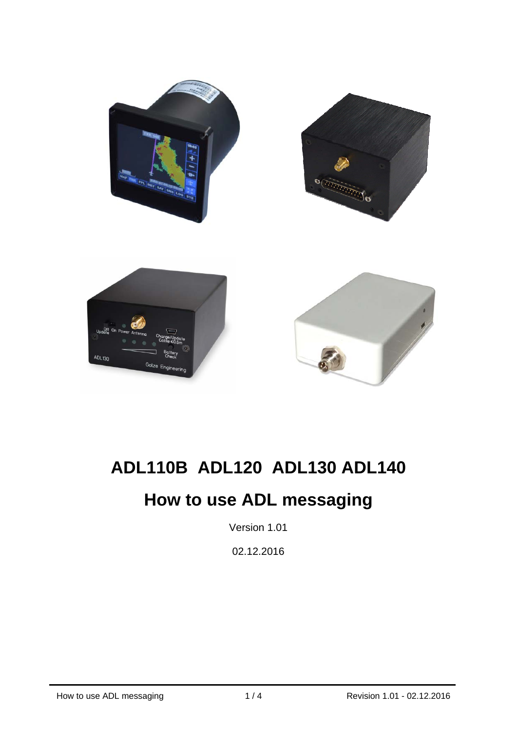# ADL110B ADL120 ADL130 ADL140

## How to use ADL messaging

Version 1.01

02.12.2016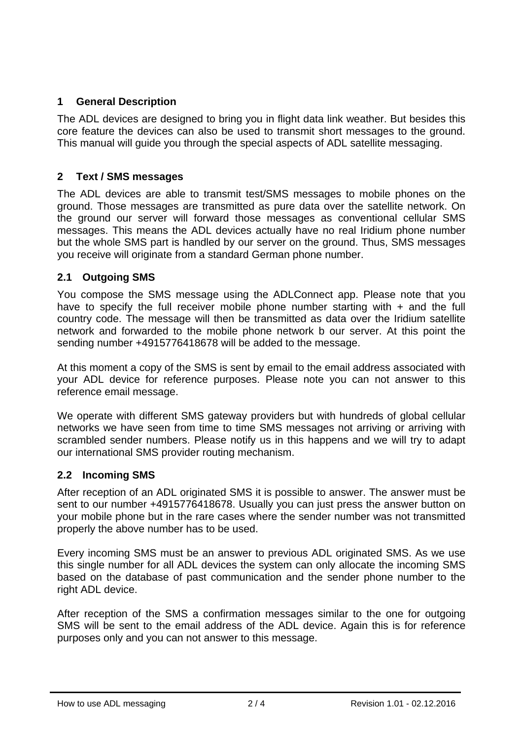# 1 General Description

The ADL devices are designed to bring you in flight data link weather. But besides this core feature the devices can also be used to transmit short messages to the ground. This manual will guide you through the special aspects of ADL satellite messaging.

# 2 Text / SMS messages

The ADL devices are able to transmit test/SMS messages to mobile phones on the ground. Those messages are transmitted as pure data over the satellite network. On the ground our server will forward those messages as conventional cellular SMS messages. This means the ADL devices actually have no real Iridium phone number but the whole SMS part is handled by our server on the ground. Thus, SMS messages you receive will originate from a standard German phone number.

## 2.1 Outgoing SMS

You compose the SMS message using the ADLConnect app. Please note that you have to specify the full receiver mobile phone number starting with + and the full country code. The message will then be transmitted as data over the Iridium satellite network and forwarded to the mobile phone network b our server. At this point the sending number +4915776418678 will be added to the message.

At this moment a copy of the SMS is sent by email to the email address associated with your ADL device for reference purposes. Please note you can not answer to this reference email message.

We operate with different SMS gateway providers but with hundreds of global cellular networks we have seen from time to time SMS messages not arriving or arriving with scrambled sender numbers. Please notify us in this happens and we will try to adapt our international SMS provider routing mechanism.

## 2.2 Incoming SMS

After reception of an ADL originated SMS it is possible to answer. The answer must be sent to our number +4915776418678. Usually you can just press the answer button on your mobile phone but in the rare cases where the sender number was not transmitted properly the above number has to be used.

Every incoming SMS must be an answer to previous ADL originated SMS. As we use this single number for all ADL devices the system can only allocate the incoming SMS based on the database of past communication and the sender phone number to the right ADL device.

After reception of the SMS a confirmation messages similar to the one for outgoing SMS will be sent to the email address of the ADL device. Again this is for reference purposes only and you can not answer to this message.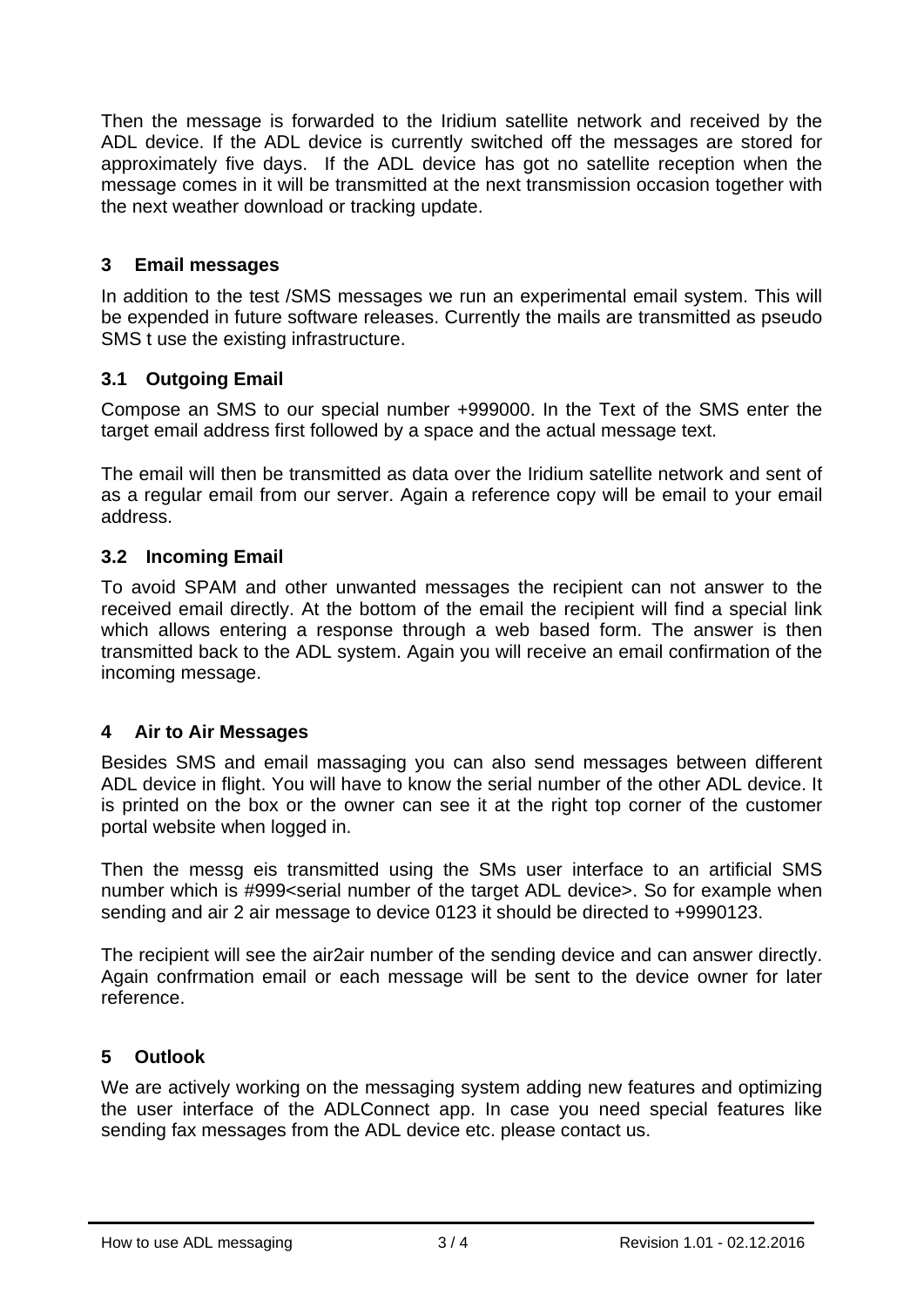Then the message is forwarded to the Iridium satellite network and received by the ADL device. If the ADL device is currently switched off the messages are stored for approximately five days. If the ADL device has got no satellite reception when the message comes in it will be transmitted at the next transmission occasion together with the next weather download or tracking update.

## 3 Email messages

In addition to the test /SMS messages we run an experimental email system. This will be expended in future software releases. Currently the mails are transmitted as pseudo SMS t use the existing infrastructure.

### 3.1 Outgoing Email

Compose an SMS to our special number +999000. In the Text of the SMS enter the target email address first followed by a space and the actual message text.

The email will then be transmitted as data over the Iridium satellite network and sent of as a regular email from our server. Again a reference copy will be email to your email address.

### 3.2 Incoming Email

To avoid SPAM and other unwanted messages the recipient can not answer to the received email directly. At the bottom of the email the recipient will find a special link which allows entering a response through a web based form. The answer is then transmitted back to the ADL system. Again you will receive an email confirmation of the incoming message.

## 4 Air to Air Messages

Besides SMS and email massaging you can also send messages between different ADL device in flight. You will have to know the serial number of the other ADL device. It is printed on the box or the owner can see it at the right top corner of the customer portal website when logged in.

Then the messg eis transmitted using the SMs user interface to an artificial SMS number which is #999<serial number of the target ADL device>. So for example when sending and air 2 air message to device 0123 it should be directed to +9990123.

The recipient will see the air2air number of the sending device and can answer directly. Again confrmation email or each message will be sent to the device owner for later reference.

## 5 Outlook

We are actively working on the messaging system adding new features and optimizing the user interface of the ADLConnect app. In case you need special features like sending fax messages from the ADL device etc. please contact us.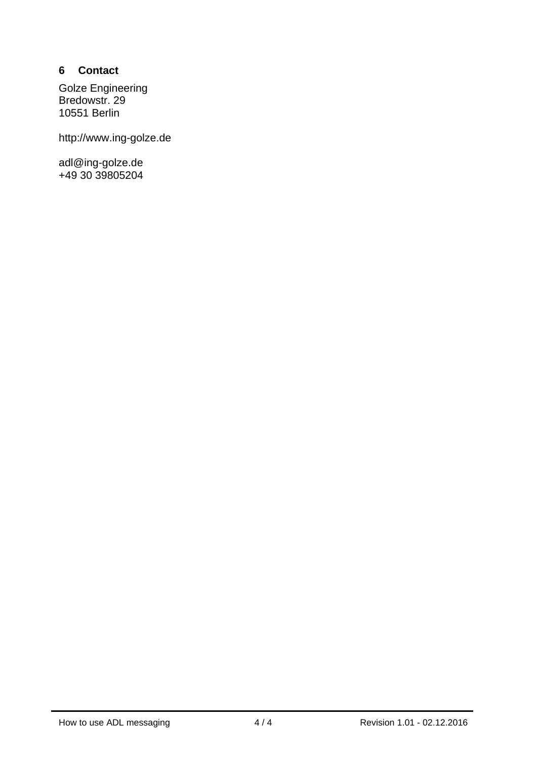# 6 Contact

Golze Engineering
Bredowstr. 29
10551 Berlin

http://www.ing-golze.de

adl@ing-golze.de
+49 30 39805204